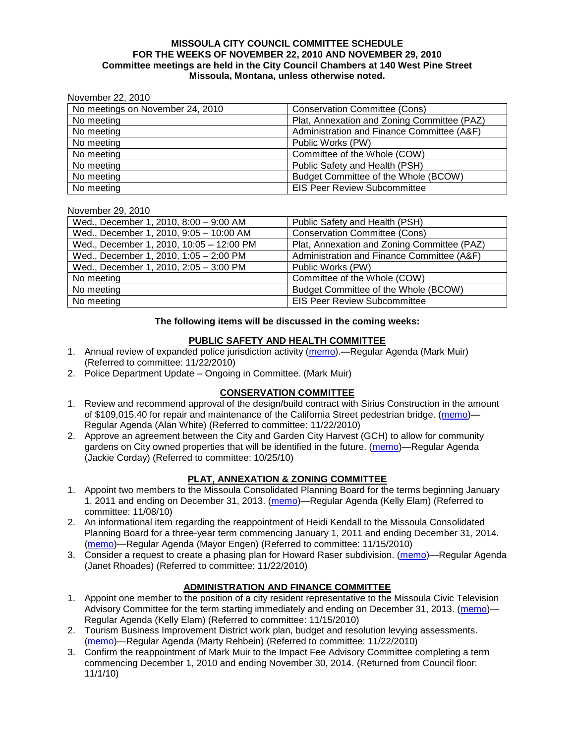**MISSOULA CITY COUNCIL COMMITTEE SCHEDULE**
**FOR THE WEEKS OF NOVEMBER 22, 2010 AND NOVEMBER 29, 2010**
**Committee meetings are held in the City Council Chambers at 140 West Pine Street**
**Missoula, Montana, unless otherwise noted.**

November 22, 2010

| | |
|---|---|
| No meetings on November 24, 2010 | Conservation Committee (Cons) |
| No meeting | Plat, Annexation and Zoning Committee (PAZ) |
| No meeting | Administration and Finance Committee (A&F) |
| No meeting | Public Works (PW) |
| No meeting | Committee of the Whole (COW) |
| No meeting | Public Safety and Health (PSH) |
| No meeting | Budget Committee of the Whole (BCOW) |
| No meeting | EIS Peer Review Subcommittee |

November 29, 2010

| | |
|---|---|
| Wed., December 1, 2010, 8:00 – 9:00 AM | Public Safety and Health (PSH) |
| Wed., December 1, 2010, 9:05 – 10:00 AM | Conservation Committee (Cons) |
| Wed., December 1, 2010, 10:05 – 12:00 PM | Plat, Annexation and Zoning Committee (PAZ) |
| Wed., December 1, 2010, 1:05 – 2:00 PM | Administration and Finance Committee (A&F) |
| Wed., December 1, 2010, 2:05 – 3:00 PM | Public Works (PW) |
| No meeting | Committee of the Whole (COW) |
| No meeting | Budget Committee of the Whole (BCOW) |
| No meeting | EIS Peer Review Subcommittee |

**The following items will be discussed in the coming weeks:**

## PUBLIC SAFETY AND HEALTH COMMITTEE

1. Annual review of expanded police jurisdiction activity (memo).—Regular Agenda (Mark Muir) (Referred to committee: 11/22/2010)
2. Police Department Update – Ongoing in Committee. (Mark Muir)

## CONSERVATION COMMITTEE

1. Review and recommend approval of the design/build contract with Sirius Construction in the amount of $109,015.40 for repair and maintenance of the California Street pedestrian bridge. (memo)—Regular Agenda (Alan White) (Referred to committee: 11/22/2010)
2. Approve an agreement between the City and Garden City Harvest (GCH) to allow for community gardens on City owned properties that will be identified in the future. (memo)—Regular Agenda (Jackie Corday) (Referred to committee: 10/25/10)

## PLAT, ANNEXATION & ZONING COMMITTEE

1. Appoint two members to the Missoula Consolidated Planning Board for the terms beginning January 1, 2011 and ending on December 31, 2013. (memo)—Regular Agenda (Kelly Elam) (Referred to committee: 11/08/10)
2. An informational item regarding the reappointment of Heidi Kendall to the Missoula Consolidated Planning Board for a three-year term commencing January 1, 2011 and ending December 31, 2014. (memo)—Regular Agenda (Mayor Engen) (Referred to committee: 11/15/2010)
3. Consider a request to create a phasing plan for Howard Raser subdivision. (memo)—Regular Agenda (Janet Rhoades) (Referred to committee: 11/22/2010)

## ADMINISTRATION AND FINANCE COMMITTEE

1. Appoint one member to the position of a city resident representative to the Missoula Civic Television Advisory Committee for the term starting immediately and ending on December 31, 2013. (memo)—Regular Agenda (Kelly Elam) (Referred to committee: 11/15/2010)
2. Tourism Business Improvement District work plan, budget and resolution levying assessments. (memo)—Regular Agenda (Marty Rehbein) (Referred to committee: 11/22/2010)
3. Confirm the reappointment of Mark Muir to the Impact Fee Advisory Committee completing a term commencing December 1, 2010 and ending November 30, 2014. (Returned from Council floor: 11/1/10)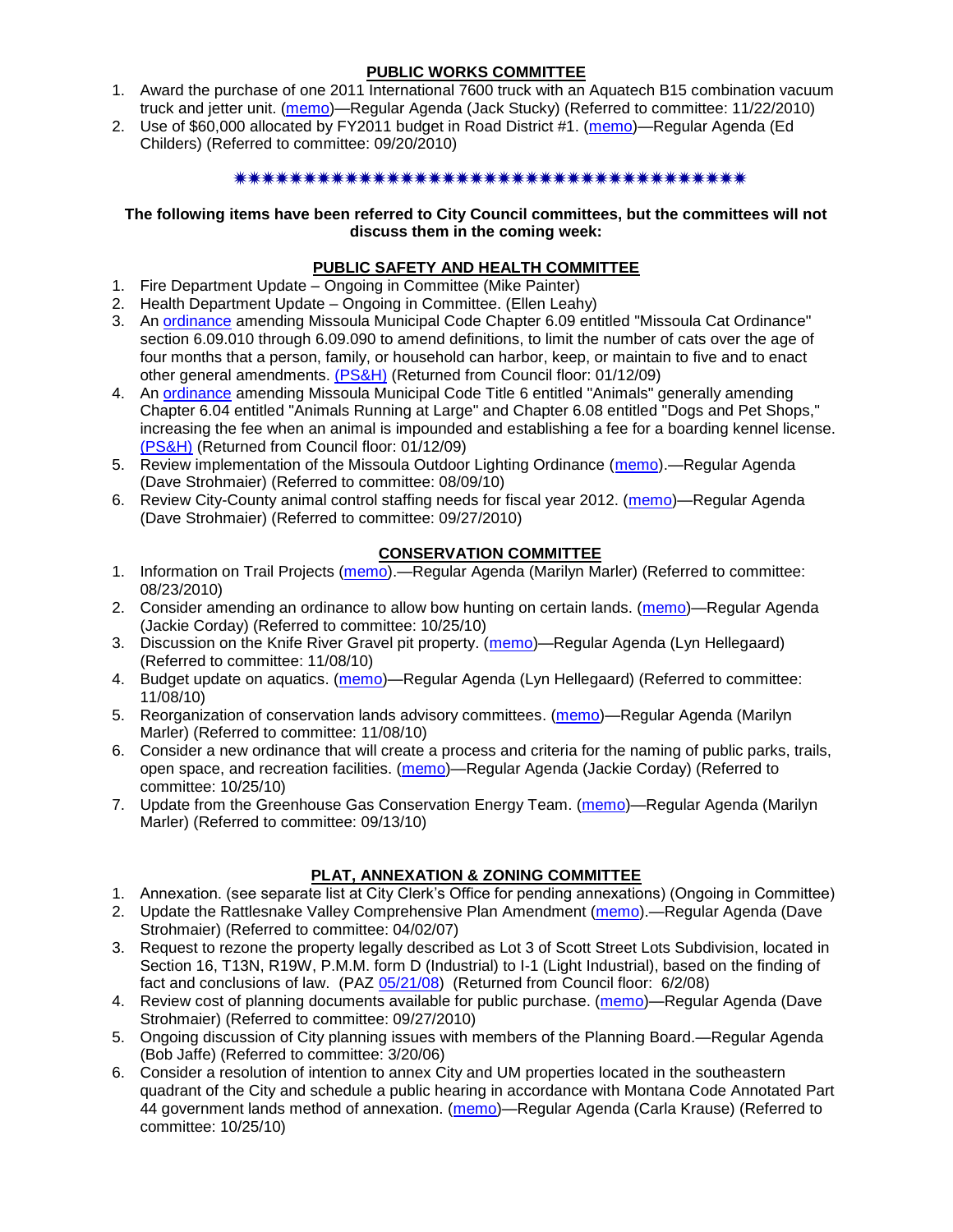## PUBLIC WORKS COMMITTEE

1. Award the purchase of one 2011 International 7600 truck with an Aquatech B15 combination vacuum truck and jetter unit. (memo)—Regular Agenda (Jack Stucky) (Referred to committee: 11/22/2010)
2. Use of $60,000 allocated by FY2011 budget in Road District #1. (memo)—Regular Agenda (Ed Childers) (Referred to committee: 09/20/2010)

✷✷✷✷✷✷✷✷✷✷✷✷✷✷✷✷✷✷✷✷✷✷✷✷✷✷✷✷✷✷✷✷✷✷✷✷✷✷✷✷

**The following items have been referred to City Council committees, but the committees will not discuss them in the coming week:**

## PUBLIC SAFETY AND HEALTH COMMITTEE

1. Fire Department Update – Ongoing in Committee (Mike Painter)
2. Health Department Update – Ongoing in Committee. (Ellen Leahy)
3. An ordinance amending Missoula Municipal Code Chapter 6.09 entitled "Missoula Cat Ordinance" section 6.09.010 through 6.09.090 to amend definitions, to limit the number of cats over the age of four months that a person, family, or household can harbor, keep, or maintain to five and to enact other general amendments. (PS&H) (Returned from Council floor: 01/12/09)
4. An ordinance amending Missoula Municipal Code Title 6 entitled "Animals" generally amending Chapter 6.04 entitled "Animals Running at Large" and Chapter 6.08 entitled "Dogs and Pet Shops," increasing the fee when an animal is impounded and establishing a fee for a boarding kennel license. (PS&H) (Returned from Council floor: 01/12/09)
5. Review implementation of the Missoula Outdoor Lighting Ordinance (memo).—Regular Agenda (Dave Strohmaier) (Referred to committee: 08/09/10)
6. Review City-County animal control staffing needs for fiscal year 2012. (memo)—Regular Agenda (Dave Strohmaier) (Referred to committee: 09/27/2010)

## CONSERVATION COMMITTEE

1. Information on Trail Projects (memo).—Regular Agenda (Marilyn Marler) (Referred to committee: 08/23/2010)
2. Consider amending an ordinance to allow bow hunting on certain lands. (memo)—Regular Agenda (Jackie Corday) (Referred to committee: 10/25/10)
3. Discussion on the Knife River Gravel pit property. (memo)—Regular Agenda (Lyn Hellegaard) (Referred to committee: 11/08/10)
4. Budget update on aquatics. (memo)—Regular Agenda (Lyn Hellegaard) (Referred to committee: 11/08/10)
5. Reorganization of conservation lands advisory committees. (memo)—Regular Agenda (Marilyn Marler) (Referred to committee: 11/08/10)
6. Consider a new ordinance that will create a process and criteria for the naming of public parks, trails, open space, and recreation facilities. (memo)—Regular Agenda (Jackie Corday) (Referred to committee: 10/25/10)
7. Update from the Greenhouse Gas Conservation Energy Team. (memo)—Regular Agenda (Marilyn Marler) (Referred to committee: 09/13/10)

## PLAT, ANNEXATION & ZONING COMMITTEE

1. Annexation. (see separate list at City Clerk's Office for pending annexations) (Ongoing in Committee)
2. Update the Rattlesnake Valley Comprehensive Plan Amendment (memo).—Regular Agenda (Dave Strohmaier) (Referred to committee: 04/02/07)
3. Request to rezone the property legally described as Lot 3 of Scott Street Lots Subdivision, located in Section 16, T13N, R19W, P.M.M. form D (Industrial) to I-1 (Light Industrial), based on the finding of fact and conclusions of law. (PAZ 05/21/08) (Returned from Council floor: 6/2/08)
4. Review cost of planning documents available for public purchase. (memo)—Regular Agenda (Dave Strohmaier) (Referred to committee: 09/27/2010)
5. Ongoing discussion of City planning issues with members of the Planning Board.—Regular Agenda (Bob Jaffe) (Referred to committee: 3/20/06)
6. Consider a resolution of intention to annex City and UM properties located in the southeastern quadrant of the City and schedule a public hearing in accordance with Montana Code Annotated Part 44 government lands method of annexation. (memo)—Regular Agenda (Carla Krause) (Referred to committee: 10/25/10)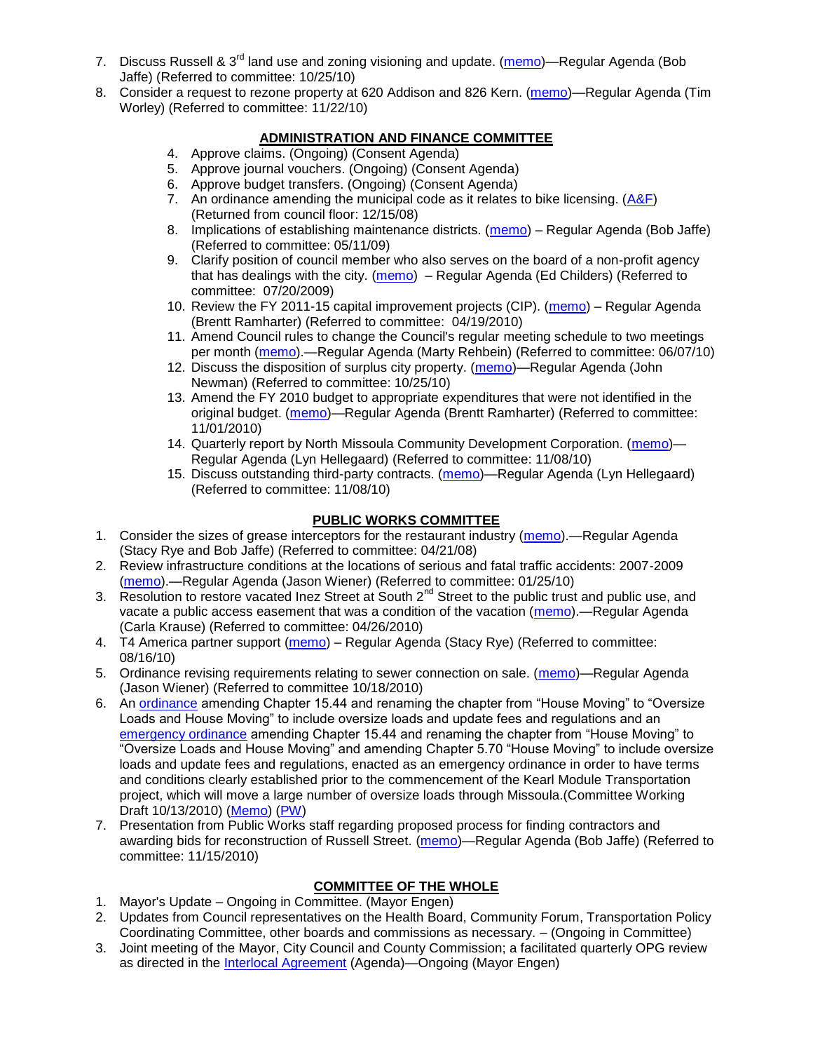7. Discuss Russell & 3rd land use and zoning visioning and update. (memo)—Regular Agenda (Bob Jaffe) (Referred to committee: 10/25/10)
8. Consider a request to rezone property at 620 Addison and 826 Kern. (memo)—Regular Agenda (Tim Worley) (Referred to committee: 11/22/10)

## ADMINISTRATION AND FINANCE COMMITTEE

4. Approve claims. (Ongoing) (Consent Agenda)
5. Approve journal vouchers. (Ongoing) (Consent Agenda)
6. Approve budget transfers. (Ongoing) (Consent Agenda)
7. An ordinance amending the municipal code as it relates to bike licensing. (A&F) (Returned from council floor: 12/15/08)
8. Implications of establishing maintenance districts. (memo) – Regular Agenda (Bob Jaffe) (Referred to committee: 05/11/09)
9. Clarify position of council member who also serves on the board of a non-profit agency that has dealings with the city. (memo) – Regular Agenda (Ed Childers) (Referred to committee: 07/20/2009)
10. Review the FY 2011-15 capital improvement projects (CIP). (memo) – Regular Agenda (Brentt Ramharter) (Referred to committee: 04/19/2010)
11. Amend Council rules to change the Council's regular meeting schedule to two meetings per month (memo).—Regular Agenda (Marty Rehbein) (Referred to committee: 06/07/10)
12. Discuss the disposition of surplus city property. (memo)—Regular Agenda (John Newman) (Referred to committee: 10/25/10)
13. Amend the FY 2010 budget to appropriate expenditures that were not identified in the original budget. (memo)—Regular Agenda (Brentt Ramharter) (Referred to committee: 11/01/2010)
14. Quarterly report by North Missoula Community Development Corporation. (memo)—Regular Agenda (Lyn Hellegaard) (Referred to committee: 11/08/10)
15. Discuss outstanding third-party contracts. (memo)—Regular Agenda (Lyn Hellegaard) (Referred to committee: 11/08/10)

## PUBLIC WORKS COMMITTEE

1. Consider the sizes of grease interceptors for the restaurant industry (memo).—Regular Agenda (Stacy Rye and Bob Jaffe) (Referred to committee: 04/21/08)
2. Review infrastructure conditions at the locations of serious and fatal traffic accidents: 2007-2009 (memo).—Regular Agenda (Jason Wiener) (Referred to committee: 01/25/10)
3. Resolution to restore vacated Inez Street at South 2nd Street to the public trust and public use, and vacate a public access easement that was a condition of the vacation (memo).—Regular Agenda (Carla Krause) (Referred to committee: 04/26/2010)
4. T4 America partner support (memo) – Regular Agenda (Stacy Rye) (Referred to committee: 08/16/10)
5. Ordinance revising requirements relating to sewer connection on sale. (memo)—Regular Agenda (Jason Wiener) (Referred to committee 10/18/2010)
6. An ordinance amending Chapter 15.44 and renaming the chapter from "House Moving" to "Oversize Loads and House Moving" to include oversize loads and update fees and regulations and an emergency ordinance amending Chapter 15.44 and renaming the chapter from "House Moving" to "Oversize Loads and House Moving" and amending Chapter 5.70 "House Moving" to include oversize loads and update fees and regulations, enacted as an emergency ordinance in order to have terms and conditions clearly established prior to the commencement of the Kearl Module Transportation project, which will move a large number of oversize loads through Missoula.(Committee Working Draft 10/13/2010) (Memo) (PW)
7. Presentation from Public Works staff regarding proposed process for finding contractors and awarding bids for reconstruction of Russell Street. (memo)—Regular Agenda (Bob Jaffe) (Referred to committee: 11/15/2010)

## COMMITTEE OF THE WHOLE

1. Mayor's Update – Ongoing in Committee. (Mayor Engen)
2. Updates from Council representatives on the Health Board, Community Forum, Transportation Policy Coordinating Committee, other boards and commissions as necessary. – (Ongoing in Committee)
3. Joint meeting of the Mayor, City Council and County Commission; a facilitated quarterly OPG review as directed in the Interlocal Agreement (Agenda)—Ongoing (Mayor Engen)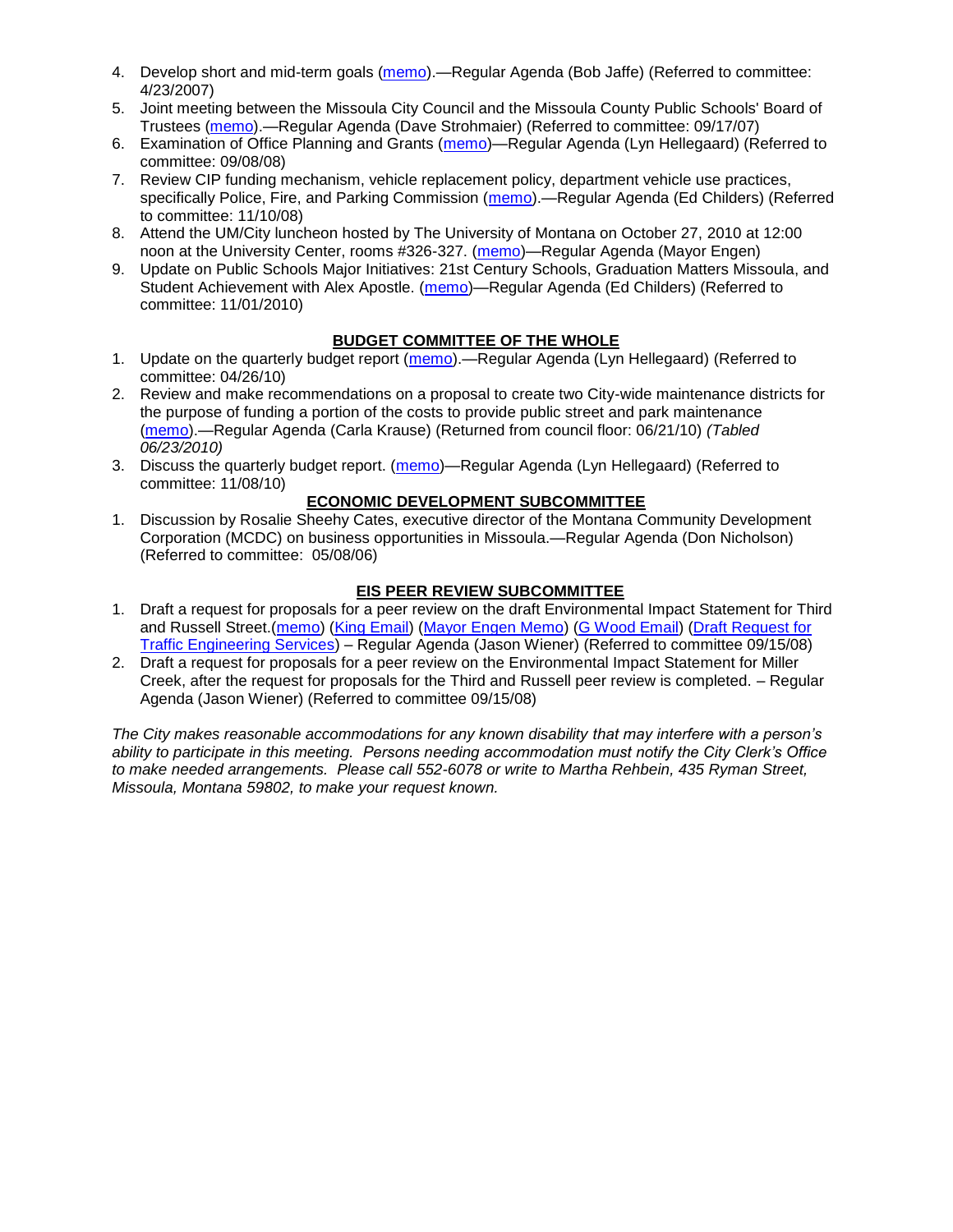4. Develop short and mid-term goals (memo).—Regular Agenda (Bob Jaffe) (Referred to committee: 4/23/2007)
5. Joint meeting between the Missoula City Council and the Missoula County Public Schools' Board of Trustees (memo).—Regular Agenda (Dave Strohmaier) (Referred to committee: 09/17/07)
6. Examination of Office Planning and Grants (memo)—Regular Agenda (Lyn Hellegaard) (Referred to committee: 09/08/08)
7. Review CIP funding mechanism, vehicle replacement policy, department vehicle use practices, specifically Police, Fire, and Parking Commission (memo).—Regular Agenda (Ed Childers) (Referred to committee: 11/10/08)
8. Attend the UM/City luncheon hosted by The University of Montana on October 27, 2010 at 12:00 noon at the University Center, rooms #326-327. (memo)—Regular Agenda (Mayor Engen)
9. Update on Public Schools Major Initiatives: 21st Century Schools, Graduation Matters Missoula, and Student Achievement with Alex Apostle. (memo)—Regular Agenda (Ed Childers) (Referred to committee: 11/01/2010)

**BUDGET COMMITTEE OF THE WHOLE**

1. Update on the quarterly budget report (memo).—Regular Agenda (Lyn Hellegaard) (Referred to committee: 04/26/10)
2. Review and make recommendations on a proposal to create two City-wide maintenance districts for the purpose of funding a portion of the costs to provide public street and park maintenance (memo).—Regular Agenda (Carla Krause) (Returned from council floor: 06/21/10) *(Tabled 06/23/2010)*
3. Discuss the quarterly budget report. (memo)—Regular Agenda (Lyn Hellegaard) (Referred to committee: 11/08/10)

**ECONOMIC DEVELOPMENT SUBCOMMITTEE**

1. Discussion by Rosalie Sheehy Cates, executive director of the Montana Community Development Corporation (MCDC) on business opportunities in Missoula.—Regular Agenda (Don Nicholson) (Referred to committee: 05/08/06)

**EIS PEER REVIEW SUBCOMMITTEE**

1. Draft a request for proposals for a peer review on the draft Environmental Impact Statement for Third and Russell Street.(memo) (King Email) (Mayor Engen Memo) (G Wood Email) (Draft Request for Traffic Engineering Services) – Regular Agenda (Jason Wiener) (Referred to committee 09/15/08)
2. Draft a request for proposals for a peer review on the Environmental Impact Statement for Miller Creek, after the request for proposals for the Third and Russell peer review is completed. – Regular Agenda (Jason Wiener) (Referred to committee 09/15/08)

*The City makes reasonable accommodations for any known disability that may interfere with a person's ability to participate in this meeting. Persons needing accommodation must notify the City Clerk's Office to make needed arrangements. Please call 552-6078 or write to Martha Rehbein, 435 Ryman Street, Missoula, Montana 59802, to make your request known.*